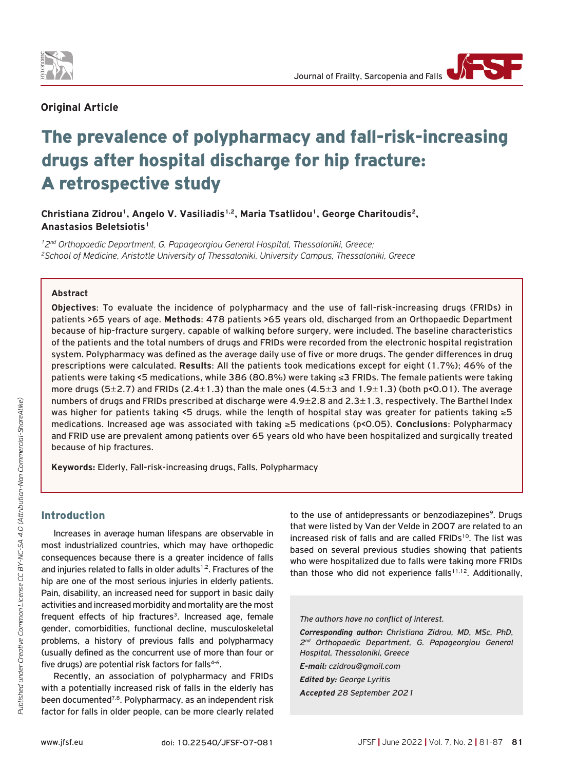**Original Article**

# The prevalence of polypharmacy and fall-risk-increasing drugs after hospital discharge for hip fracture: A retrospective study

**Christiana Zidrou[1], Angelo V. Vasiliadis[1,2], Maria Tsatlidou[1], George Charitoudis[2], Anastasios Beletsiotis[1]**

*[1] 2nd Orthopaedic Department, G. Papageorgiou General Hospital, Thessaloniki, Greece;*
*[2] School of Medicine, Aristotle University of Thessaloniki, University Campus, Thessaloniki, Greece*

### Abstract

**Objectives**: To evaluate the incidence of polypharmacy and the use of fall-risk-increasing drugs (FRIDs) in patients >65 years of age. **Methods**: 478 patients >65 years old, discharged from an Orthopaedic Department because of hip-fracture surgery, capable of walking before surgery, were included. The baseline characteristics of the patients and the total numbers of drugs and FRIDs were recorded from the electronic hospital registration system. Polypharmacy was defined as the average daily use of five or more drugs. The gender differences in drug prescriptions were calculated. **Results**: All the patients took medications except for eight (1.7%); 46% of the patients were taking <5 medications, while 386 (80.8%) were taking ≤3 FRIDs. The female patients were taking more drugs (5±2.7) and FRIDs (2.4±1.3) than the male ones (4.5±3 and 1.9±1.3) (both $p<0.01$). The average numbers of drugs and FRIDs prescribed at discharge were 4.9±2.8 and 2.3±1.3, respectively. The Barthel Index was higher for patients taking <5 drugs, while the length of hospital stay was greater for patients taking ≥5 medications. Increased age was associated with taking ≥5 medications ($p<0.05$). **Conclusions**: Polypharmacy and FRID use are prevalent among patients over 65 years old who have been hospitalized and surgically treated because of hip fractures.

**Keywords:** Elderly, Fall-risk-increasing drugs, Falls, Polypharmacy

## Introduction

Increases in average human lifespans are observable in most industrialized countries, which may have orthopedic consequences because there is a greater incidence of falls and injuries related to falls in older adults[1,2]. Fractures of the hip are one of the most serious injuries in elderly patients. Pain, disability, an increased need for support in basic daily activities and increased morbidity and mortality are the most frequent effects of hip fractures[3]. Increased age, female gender, comorbidities, functional decline, musculoskeletal problems, a history of previous falls and polypharmacy (usually defined as the concurrent use of more than four or five drugs) are potential risk factors for falls[4-6].

Recently, an association of polypharmacy and FRIDs with a potentially increased risk of falls in the elderly has been documented[7,8]. Polypharmacy, as an independent risk factor for falls in older people, can be more clearly related to the use of antidepressants or benzodiazepines[9]. Drugs that were listed by Van der Velde in 2007 are related to an increased risk of falls and are called FRIDs[10]. The list was based on several previous studies showing that patients who were hospitalized due to falls were taking more FRIDs than those who did not experience falls[11,12]. Additionally,

*The authors have no conflict of interest.*

***Corresponding author:*** *Christiana Zidrou, MD, MSc, PhD, 2nd Orthopaedic Department, G. Papageorgiou General Hospital, Thessaloniki, Greece*

***E-mail:*** *czidrou@gmail.com*

***Edited by:*** *George Lyritis*

***Accepted*** *28 September 2021*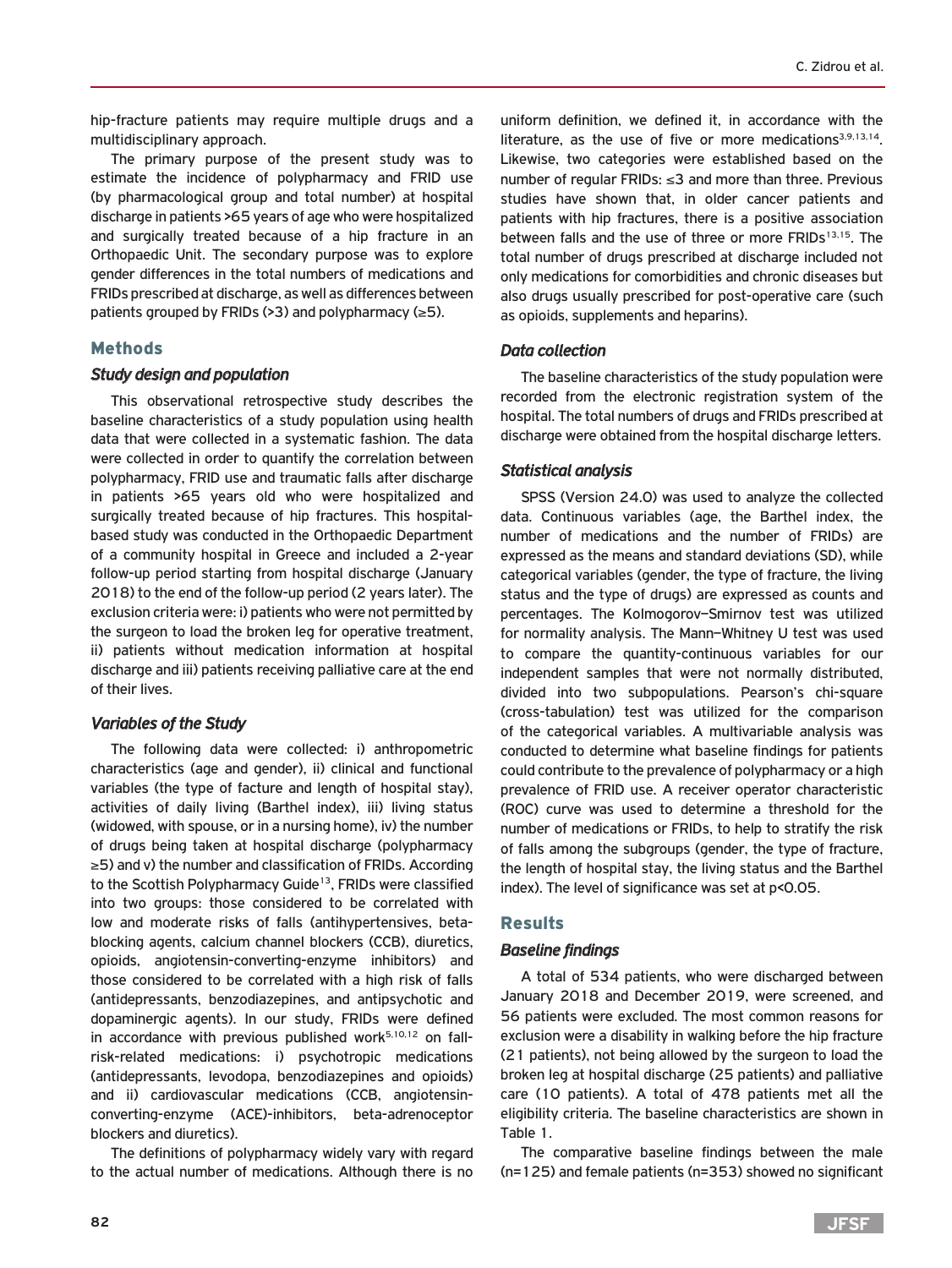hip-fracture patients may require multiple drugs and a multidisciplinary approach.

The primary purpose of the present study was to estimate the incidence of polypharmacy and FRID use (by pharmacological group and total number) at hospital discharge in patients >65 years of age who were hospitalized and surgically treated because of a hip fracture in an Orthopaedic Unit. The secondary purpose was to explore gender differences in the total numbers of medications and FRIDs prescribed at discharge, as well as differences between patients grouped by FRIDs (>3) and polypharmacy (≥5).

## Methods

### Study design and population

This observational retrospective study describes the baseline characteristics of a study population using health data that were collected in a systematic fashion. The data were collected in order to quantify the correlation between polypharmacy, FRID use and traumatic falls after discharge in patients >65 years old who were hospitalized and surgically treated because of hip fractures. This hospital-based study was conducted in the Orthopaedic Department of a community hospital in Greece and included a 2-year follow-up period starting from hospital discharge (January 2018) to the end of the follow-up period (2 years later). The exclusion criteria were: i) patients who were not permitted by the surgeon to load the broken leg for operative treatment, ii) patients without medication information at hospital discharge and iii) patients receiving palliative care at the end of their lives.

### Variables of the Study

The following data were collected: i) anthropometric characteristics (age and gender), ii) clinical and functional variables (the type of facture and length of hospital stay), activities of daily living (Barthel index), iii) living status (widowed, with spouse, or in a nursing home), iv) the number of drugs being taken at hospital discharge (polypharmacy ≥5) and v) the number and classification of FRIDs. According to the Scottish Polypharmacy Guide[13], FRIDs were classified into two groups: those considered to be correlated with low and moderate risks of falls (antihypertensives, beta-blocking agents, calcium channel blockers (CCB), diuretics, opioids, angiotensin-converting-enzyme inhibitors) and those considered to be correlated with a high risk of falls (antidepressants, benzodiazepines, and antipsychotic and dopaminergic agents). In our study, FRIDs were defined in accordance with previous published work[5,10,12] on fall-risk-related medications: i) psychotropic medications (antidepressants, levodopa, benzodiazepines and opioids) and ii) cardiovascular medications (CCB, angiotensin-converting-enzyme (ACE)-inhibitors, beta-adrenoceptor blockers and diuretics).

The definitions of polypharmacy widely vary with regard to the actual number of medications. Although there is no uniform definition, we defined it, in accordance with the literature, as the use of five or more medications[3,9,13,14]. Likewise, two categories were established based on the number of regular FRIDs: ≤3 and more than three. Previous studies have shown that, in older cancer patients and patients with hip fractures, there is a positive association between falls and the use of three or more FRIDs[13,15]. The total number of drugs prescribed at discharge included not only medications for comorbidities and chronic diseases but also drugs usually prescribed for post-operative care (such as opioids, supplements and heparins).

### Data collection

The baseline characteristics of the study population were recorded from the electronic registration system of the hospital. The total numbers of drugs and FRIDs prescribed at discharge were obtained from the hospital discharge letters.

### Statistical analysis

SPSS (Version 24.0) was used to analyze the collected data. Continuous variables (age, the Barthel index, the number of medications and the number of FRIDs) are expressed as the means and standard deviations (SD), while categorical variables (gender, the type of fracture, the living status and the type of drugs) are expressed as counts and percentages. The Kolmogorov–Smirnov test was utilized for normality analysis. The Mann–Whitney U test was used to compare the quantity-continuous variables for our independent samples that were not normally distributed, divided into two subpopulations. Pearson's chi-square (cross-tabulation) test was utilized for the comparison of the categorical variables. A multivariable analysis was conducted to determine what baseline findings for patients could contribute to the prevalence of polypharmacy or a high prevalence of FRID use. A receiver operator characteristic (ROC) curve was used to determine a threshold for the number of medications or FRIDs, to help to stratify the risk of falls among the subgroups (gender, the type of fracture, the length of hospital stay, the living status and the Barthel index). The level of significance was set at $p<0.05$.

## Results

### Baseline findings

A total of 534 patients, who were discharged between January 2018 and December 2019, were screened, and 56 patients were excluded. The most common reasons for exclusion were a disability in walking before the hip fracture (21 patients), not being allowed by the surgeon to load the broken leg at hospital discharge (25 patients) and palliative care (10 patients). A total of 478 patients met all the eligibility criteria. The baseline characteristics are shown in Table 1.

The comparative baseline findings between the male (n=125) and female patients (n=353) showed no significant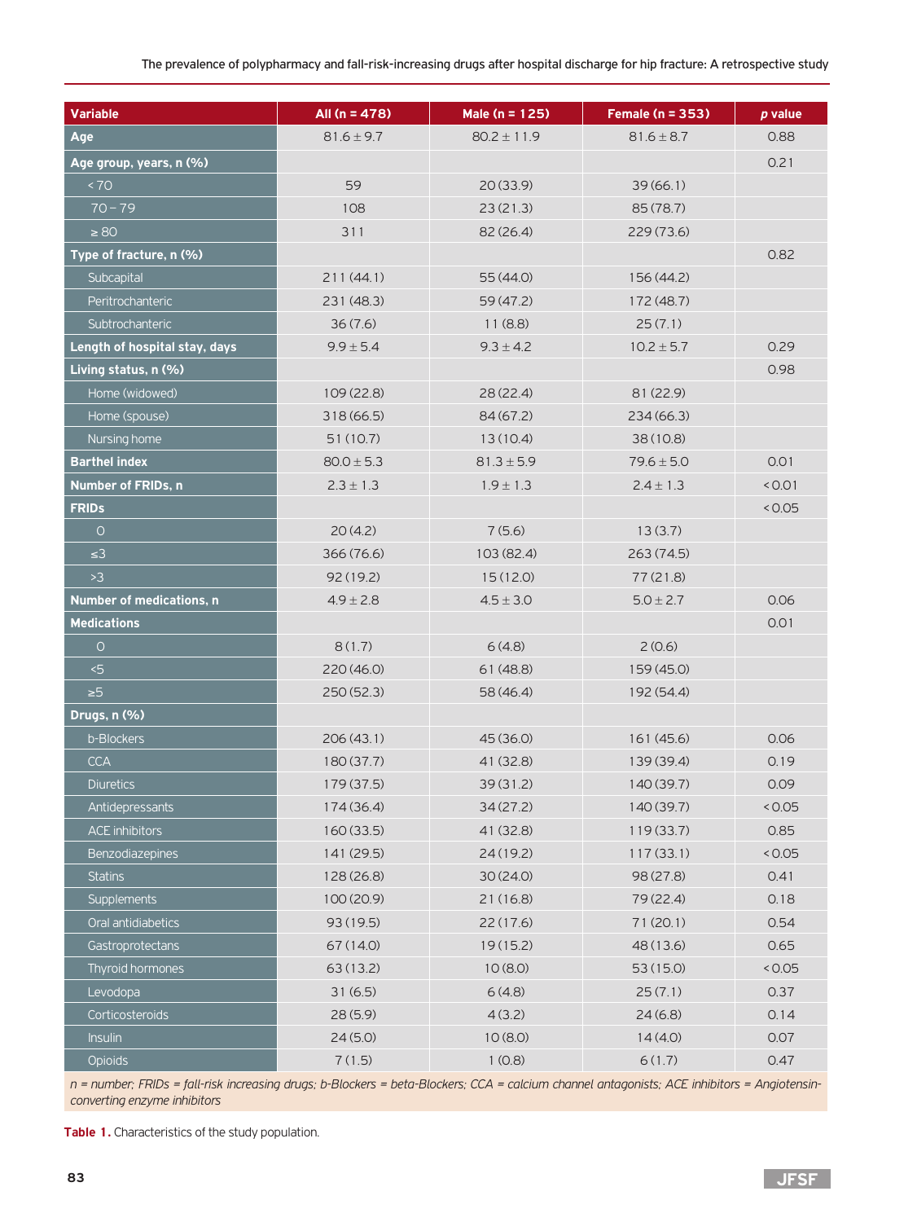| Variable | All (n = 478) | Male (n = 125) | Female (n = 353) | *p* value |
|---|---|---|---|---|
| **Age** | 81.6 ± 9.7 | 80.2 ± 11.9 | 81.6 ± 8.7 | 0.88 |
| **Age group, years, n (%)** | | | | 0.21 |
| < 70 | 59 | 20 (33.9) | 39 (66.1) | |
| 70 – 79 | 108 | 23 (21.3) | 85 (78.7) | |
| ≥ 80 | 311 | 82 (26.4) | 229 (73.6) | |
| **Type of fracture, n (%)** | | | | 0.82 |
| Subcapital | 211 (44.1) | 55 (44.0) | 156 (44.2) | |
| Peritrochanteric | 231 (48.3) | 59 (47.2) | 172 (48.7) | |
| Subtrochanteric | 36 (7.6) | 11 (8.8) | 25 (7.1) | |
| **Length of hospital stay, days** | 9.9 ± 5.4 | 9.3 ± 4.2 | 10.2 ± 5.7 | 0.29 |
| **Living status, n (%)** | | | | 0.98 |
| Home (widowed) | 109 (22.8) | 28 (22.4) | 81 (22.9) | |
| Home (spouse) | 318 (66.5) | 84 (67.2) | 234 (66.3) | |
| Nursing home | 51 (10.7) | 13 (10.4) | 38 (10.8) | |
| **Barthel index** | 80.0 ± 5.3 | 81.3 ± 5.9 | 79.6 ± 5.0 | 0.01 |
| **Number of FRIDs, n** | 2.3 ± 1.3 | 1.9 ± 1.3 | 2.4 ± 1.3 | < 0.01 |
| **FRIDs** | | | | < 0.05 |
| 0 | 20 (4.2) | 7 (5.6) | 13 (3.7) | |
| ≤3 | 366 (76.6) | 103 (82.4) | 263 (74.5) | |
| >3 | 92 (19.2) | 15 (12.0) | 77 (21.8) | |
| **Number of medications, n** | 4.9 ± 2.8 | 4.5 ± 3.0 | 5.0 ± 2.7 | 0.06 |
| **Medications** | | | | 0.01 |
| 0 | 8 (1.7) | 6 (4.8) | 2 (0.6) | |
| <5 | 220 (46.0) | 61 (48.8) | 159 (45.0) | |
| ≥5 | 250 (52.3) | 58 (46.4) | 192 (54.4) | |
| **Drugs, n (%)** | | | | |
| b-Blockers | 206 (43.1) | 45 (36.0) | 161 (45.6) | 0.06 |
| CCA | 180 (37.7) | 41 (32.8) | 139 (39.4) | 0.19 |
| Diuretics | 179 (37.5) | 39 (31.2) | 140 (39.7) | 0.09 |
| Antidepressants | 174 (36.4) | 34 (27.2) | 140 (39.7) | < 0.05 |
| ACE inhibitors | 160 (33.5) | 41 (32.8) | 119 (33.7) | 0.85 |
| Benzodiazepines | 141 (29.5) | 24 (19.2) | 117 (33.1) | < 0.05 |
| Statins | 128 (26.8) | 30 (24.0) | 98 (27.8) | 0.41 |
| Supplements | 100 (20.9) | 21 (16.8) | 79 (22.4) | 0.18 |
| Oral antidiabetics | 93 (19.5) | 22 (17.6) | 71 (20.1) | 0.54 |
| Gastroprotectans | 67 (14.0) | 19 (15.2) | 48 (13.6) | 0.65 |
| Thyroid hormones | 63 (13.2) | 10 (8.0) | 53 (15.0) | < 0.05 |
| Levodopa | 31 (6.5) | 6 (4.8) | 25 (7.1) | 0.37 |
| Corticosteroids | 28 (5.9) | 4 (3.2) | 24 (6.8) | 0.14 |
| Insulin | 24 (5.0) | 10 (8.0) | 14 (4.0) | 0.07 |
| Opioids | 7 (1.5) | 1 (0.8) | 6 (1.7) | 0.47 |

*n = number; FRIDs = fall-risk increasing drugs; b-Blockers = beta-Blockers; CCA = calcium channel antagonists; ACE inhibitors = Angiotensin-converting enzyme inhibitors*

**Table 1.** Characteristics of the study population.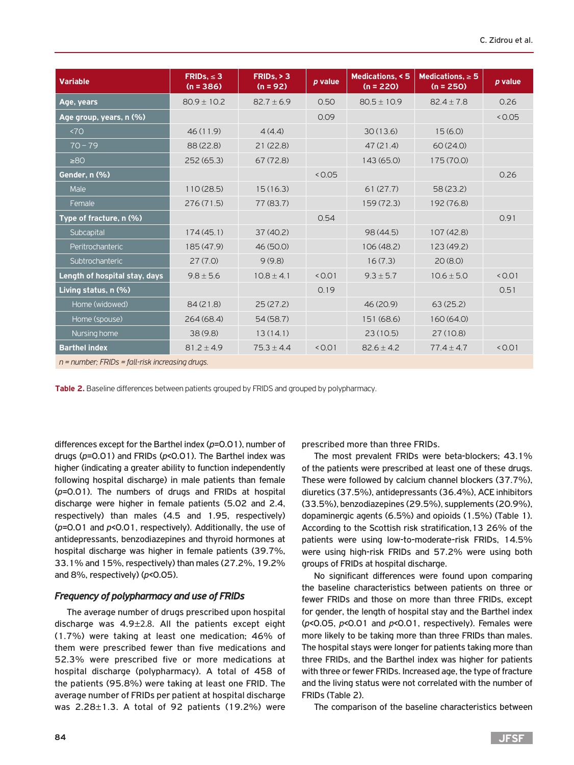| Variable | FRIDs, ≤ 3 (n = 386) | FRIDs, > 3 (n = 92) | *p* value | Medications, < 5 (n = 220) | Medications, ≥ 5 (n = 250) | *p* value |
|---|---|---|---|---|---|---|
| **Age, years** | 80.9 ± 10.2 | 82.7 ± 6.9 | 0.50 | 80.5 ± 10.9 | 82.4 ± 7.8 | 0.26 |
| **Age group, years, n (%)** | | | 0.09 | | | < 0.05 |
| <70 | 46 (11.9) | 4 (4.4) | | 30 (13.6) | 15 (6.0) | |
| 70 – 79 | 88 (22.8) | 21 (22.8) | | 47 (21.4) | 60 (24.0) | |
| ≥80 | 252 (65.3) | 67 (72.8) | | 143 (65.0) | 175 (70.0) | |
| **Gender, n (%)** | | | < 0.05 | | | 0.26 |
| Male | 110 (28.5) | 15 (16.3) | | 61 (27.7) | 58 (23.2) | |
| Female | 276 (71.5) | 77 (83.7) | | 159 (72.3) | 192 (76.8) | |
| **Type of fracture, n (%)** | | | 0.54 | | | 0.91 |
| Subcapital | 174 (45.1) | 37 (40.2) | | 98 (44.5) | 107 (42.8) | |
| Peritrochanteric | 185 (47.9) | 46 (50.0) | | 106 (48.2) | 123 (49.2) | |
| Subtrochanteric | 27 (7.0) | 9 (9.8) | | 16 (7.3) | 20 (8.0) | |
| **Length of hospital stay, days** | 9.8 ± 5.6 | 10.8 ± 4.1 | < 0.01 | 9.3 ± 5.7 | 10.6 ± 5.0 | < 0.01 |
| **Living status, n (%)** | | | 0.19 | | | 0.51 |
| Home (widowed) | 84 (21.8) | 25 (27.2) | | 46 (20.9) | 63 (25.2) | |
| Home (spouse) | 264 (68.4) | 54 (58.7) | | 151 (68.6) | 160 (64.0) | |
| Nursing home | 38 (9.8) | 13 (14.1) | | 23 (10.5) | 27 (10.8) | |
| **Barthel index** | 81.2 ± 4.9 | 75.3 ± 4.4 | < 0.01 | 82.6 ± 4.2 | 77.4 ± 4.7 | < 0.01 |

*n = number; FRIDs = fall-risk increasing drugs.*

**Table 2.** Baseline differences between patients grouped by FRIDS and grouped by polypharmacy.

differences except for the Barthel index (*p*=0.01), number of drugs (*p*=0.01) and FRIDs (*p*<0.01). The Barthel index was higher (indicating a greater ability to function independently following hospital discharge) in male patients than female (*p*=0.01). The numbers of drugs and FRIDs at hospital discharge were higher in female patients (5.02 and 2.4, respectively) than males (4.5 and 1.95, respectively) (*p*=0.01 and *p*<0.01, respectively). Additionally, the use of antidepressants, benzodiazepines and thyroid hormones at hospital discharge was higher in female patients (39.7%, 33.1% and 15%, respectively) than males (27.2%, 19.2% and 8%, respectively) (*p*<0.05).

### *Frequency of polypharmacy and use of FRIDs*

The average number of drugs prescribed upon hospital discharge was 4.9±2.8. All the patients except eight (1.7%) were taking at least one medication; 46% of them were prescribed fewer than five medications and 52.3% were prescribed five or more medications at hospital discharge (polypharmacy). A total of 458 of the patients (95.8%) were taking at least one FRID. The average number of FRIDs per patient at hospital discharge was 2.28±1.3. A total of 92 patients (19.2%) were prescribed more than three FRIDs.

The most prevalent FRIDs were beta-blockers; 43.1% of the patients were prescribed at least one of these drugs. These were followed by calcium channel blockers (37.7%), diuretics (37.5%), antidepressants (36.4%), ACE inhibitors (33.5%), benzodiazepines (29.5%), supplements (20.9%), dopaminergic agents (6.5%) and opioids (1.5%) (Table 1). According to the Scottish risk stratification,13 26% of the patients were using low-to-moderate-risk FRIDs, 14.5% were using high-risk FRIDs and 57.2% were using both groups of FRIDs at hospital discharge.

No significant differences were found upon comparing the baseline characteristics between patients on three or fewer FRIDs and those on more than three FRIDs, except for gender, the length of hospital stay and the Barthel index (*p*<0.05, *p*<0.01 and *p*<0.01, respectively). Females were more likely to be taking more than three FRIDs than males. The hospital stays were longer for patients taking more than three FRIDs, and the Barthel index was higher for patients with three or fewer FRIDs. Increased age, the type of fracture and the living status were not correlated with the number of FRIDs (Table 2).

The comparison of the baseline characteristics between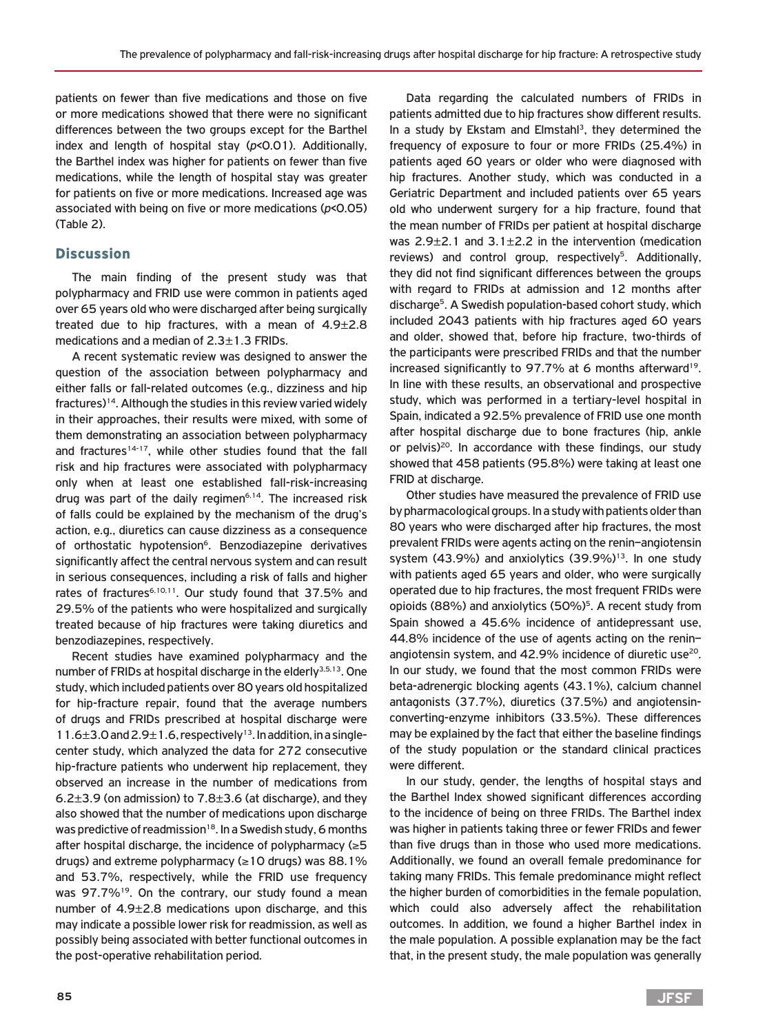patients on fewer than five medications and those on five or more medications showed that there were no significant differences between the two groups except for the Barthel index and length of hospital stay ($p<0.01$). Additionally, the Barthel index was higher for patients on fewer than five medications, while the length of hospital stay was greater for patients on five or more medications. Increased age was associated with being on five or more medications ($p<0.05$) (Table 2).

## Discussion

The main finding of the present study was that polypharmacy and FRID use were common in patients aged over 65 years old who were discharged after being surgically treated due to hip fractures, with a mean of 4.9±2.8 medications and a median of 2.3±1.3 FRIDs.

A recent systematic review was designed to answer the question of the association between polypharmacy and either falls or fall-related outcomes (e.g., dizziness and hip fractures)[14]. Although the studies in this review varied widely in their approaches, their results were mixed, with some of them demonstrating an association between polypharmacy and fractures[14-17], while other studies found that the fall risk and hip fractures were associated with polypharmacy only when at least one established fall-risk-increasing drug was part of the daily regimen[6,14]. The increased risk of falls could be explained by the mechanism of the drug's action, e.g., diuretics can cause dizziness as a consequence of orthostatic hypotension[6]. Benzodiazepine derivatives significantly affect the central nervous system and can result in serious consequences, including a risk of falls and higher rates of fractures[6,10,11]. Our study found that 37.5% and 29.5% of the patients who were hospitalized and surgically treated because of hip fractures were taking diuretics and benzodiazepines, respectively.

Recent studies have examined polypharmacy and the number of FRIDs at hospital discharge in the elderly[3,5,13]. One study, which included patients over 80 years old hospitalized for hip-fracture repair, found that the average numbers of drugs and FRIDs prescribed at hospital discharge were 11.6±3.0 and 2.9±1.6, respectively[13]. In addition, in a single-center study, which analyzed the data for 272 consecutive hip-fracture patients who underwent hip replacement, they observed an increase in the number of medications from 6.2±3.9 (on admission) to 7.8±3.6 (at discharge), and they also showed that the number of medications upon discharge was predictive of readmission[18]. In a Swedish study, 6 months after hospital discharge, the incidence of polypharmacy (≥5 drugs) and extreme polypharmacy (≥10 drugs) was 88.1% and 53.7%, respectively, while the FRID use frequency was 97.7%[19]. On the contrary, our study found a mean number of 4.9±2.8 medications upon discharge, and this may indicate a possible lower risk for readmission, as well as possibly being associated with better functional outcomes in the post-operative rehabilitation period.

Data regarding the calculated numbers of FRIDs in patients admitted due to hip fractures show different results. In a study by Ekstam and Elmstahl[3], they determined the frequency of exposure to four or more FRIDs (25.4%) in patients aged 60 years or older who were diagnosed with hip fractures. Another study, which was conducted in a Geriatric Department and included patients over 65 years old who underwent surgery for a hip fracture, found that the mean number of FRIDs per patient at hospital discharge was 2.9±2.1 and 3.1±2.2 in the intervention (medication reviews) and control group, respectively[5]. Additionally, they did not find significant differences between the groups with regard to FRIDs at admission and 12 months after discharge[5]. A Swedish population-based cohort study, which included 2043 patients with hip fractures aged 60 years and older, showed that, before hip fracture, two-thirds of the participants were prescribed FRIDs and that the number increased significantly to 97.7% at 6 months afterward[19]. In line with these results, an observational and prospective study, which was performed in a tertiary-level hospital in Spain, indicated a 92.5% prevalence of FRID use one month after hospital discharge due to bone fractures (hip, ankle or pelvis)[20]. In accordance with these findings, our study showed that 458 patients (95.8%) were taking at least one FRID at discharge.

Other studies have measured the prevalence of FRID use by pharmacological groups. In a study with patients older than 80 years who were discharged after hip fractures, the most prevalent FRIDs were agents acting on the renin–angiotensin system (43.9%) and anxiolytics (39.9%)[13]. In one study with patients aged 65 years and older, who were surgically operated due to hip fractures, the most frequent FRIDs were opioids (88%) and anxiolytics (50%)[5]. A recent study from Spain showed a 45.6% incidence of antidepressant use, 44.8% incidence of the use of agents acting on the renin–angiotensin system, and 42.9% incidence of diuretic use[20]. In our study, we found that the most common FRIDs were beta-adrenergic blocking agents (43.1%), calcium channel antagonists (37.7%), diuretics (37.5%) and angiotensin-converting-enzyme inhibitors (33.5%). These differences may be explained by the fact that either the baseline findings of the study population or the standard clinical practices were different.

In our study, gender, the lengths of hospital stays and the Barthel Index showed significant differences according to the incidence of being on three FRIDs. The Barthel index was higher in patients taking three or fewer FRIDs and fewer than five drugs than in those who used more medications. Additionally, we found an overall female predominance for taking many FRIDs. This female predominance might reflect the higher burden of comorbidities in the female population, which could also adversely affect the rehabilitation outcomes. In addition, we found a higher Barthel index in the male population. A possible explanation may be the fact that, in the present study, the male population was generally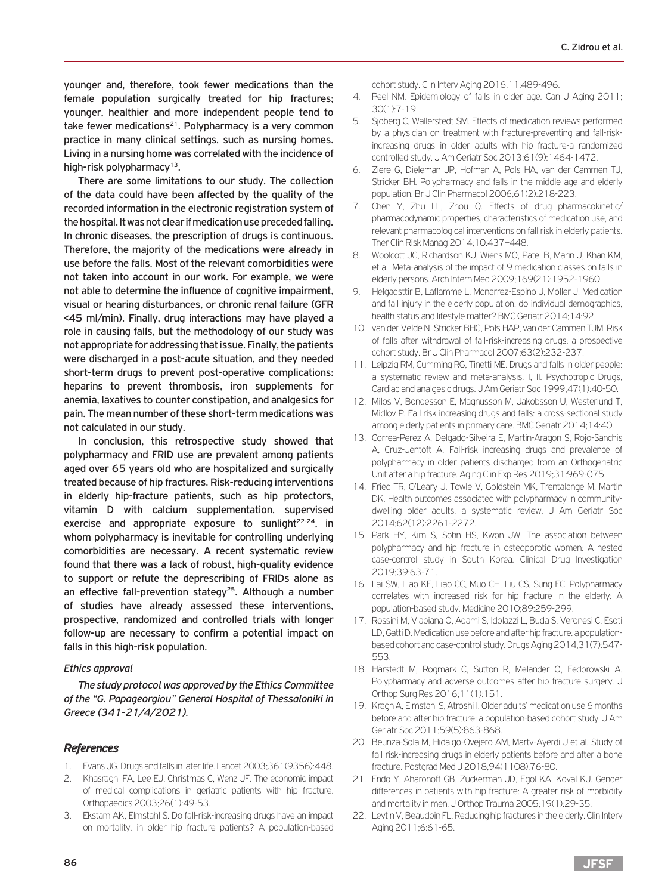younger and, therefore, took fewer medications than the female population surgically treated for hip fractures; younger, healthier and more independent people tend to take fewer medications[21]. Polypharmacy is a very common practice in many clinical settings, such as nursing homes. Living in a nursing home was correlated with the incidence of high-risk polypharmacy[13].

There are some limitations to our study. The collection of the data could have been affected by the quality of the recorded information in the electronic registration system of the hospital. It was not clear if medication use preceded falling. In chronic diseases, the prescription of drugs is continuous. Therefore, the majority of the medications were already in use before the falls. Most of the relevant comorbidities were not taken into account in our work. For example, we were not able to determine the influence of cognitive impairment, visual or hearing disturbances, or chronic renal failure (GFR <45 ml/min). Finally, drug interactions may have played a role in causing falls, but the methodology of our study was not appropriate for addressing that issue. Finally, the patients were discharged in a post-acute situation, and they needed short-term drugs to prevent post-operative complications: heparins to prevent thrombosis, iron supplements for anemia, laxatives to counter constipation, and analgesics for pain. The mean number of these short-term medications was not calculated in our study.

In conclusion, this retrospective study showed that polypharmacy and FRID use are prevalent among patients aged over 65 years old who are hospitalized and surgically treated because of hip fractures. Risk-reducing interventions in elderly hip-fracture patients, such as hip protectors, vitamin D with calcium supplementation, supervised exercise and appropriate exposure to sunlight[22-24], in whom polypharmacy is inevitable for controlling underlying comorbidities are necessary. A recent systematic review found that there was a lack of robust, high-quality evidence to support or refute the deprescribing of FRIDs alone as an effective fall-prevention stategy[25]. Although a number of studies have already assessed these interventions, prospective, randomized and controlled trials with longer follow-up are necessary to confirm a potential impact on falls in this high-risk population.

*Ethics approval*

*The study protocol was approved by the Ethics Committee of the "G. Papageorgiou" General Hospital of Thessaloniki in Greece (341-21/4/2021).*

## References

1. Evans JG. Drugs and falls in later life. Lancet 2003;361(9356):448.
2. Khasraghi FA, Lee EJ, Christmas C, Wenz JF. The economic impact of medical complications in geriatric patients with hip fracture. Orthopaedics 2003;26(1):49-53.
3. Ekstam AK, Elmstahl S. Do fall-risk-increasing drugs have an impact on mortality. in older hip fracture patients? A population-based cohort study. Clin Interv Aging 2016;11:489-496.
4. Peel NM. Epidemiology of falls in older age. Can J Aging 2011; 30(1):7-19.
5. Sjoberg C, Wallerstedt SM. Effects of medication reviews performed by a physician on treatment with fracture-preventing and fall-risk-increasing drugs in older adults with hip fracture-a randomized controlled study. J Am Geriatr Soc 2013;61(9):1464-1472.
6. Ziere G, Dieleman JP, Hofman A, Pols HA, van der Cammen TJ, Stricker BH. Polypharmacy and falls in the middle age and elderly population. Br J Clin Pharmacol 2006;61(2):218-223.
7. Chen Y, Zhu LL, Zhou Q. Effects of drug pharmacokinetic/pharmacodynamic properties, characteristics of medication use, and relevant pharmacological interventions on fall risk in elderly patients. Ther Clin Risk Manag 2014;10:437–448.
8. Woolcott JC, Richardson KJ, Wiens MO, Patel B, Marin J, Khan KM, et al. Meta-analysis of the impact of 9 medication classes on falls in elderly persons. Arch Intern Med 2009;169(21):1952-1960.
9. Helgadsttir B, Laflamme L, Monarrez-Espino J, Moller J. Medication and fall injury in the elderly population; do individual demographics, health status and lifestyle matter? BMC Geriatr 2014;14:92.
10. van der Velde N, Stricker BHC, Pols HAP, van der Cammen TJM. Risk of falls after withdrawal of fall-risk-increasing drugs: a prospective cohort study. Br J Clin Pharmacol 2007;63(2):232-237.
11. Leipzig RM, Cumming RG, Tinetti ME. Drugs and falls in older people: a systematic review and meta-analysis: I, II. Psychotropic Drugs, Cardiac and analgesic drugs. J Am Geriatr Soc 1999;47(1):40-50.
12. Milos V, Bondesson E, Magnusson M, Jakobsson U, Westerlund T, Midlov P. Fall risk increasing drugs and falls: a cross-sectional study among elderly patients in primary care. BMC Geriatr 2014;14:40.
13. Correa-Perez A, Delgado-Silveira E, Martin-Aragon S, Rojo-Sanchis A, Cruz-Jentoft A. Fall-risk increasing drugs and prevalence of polypharmacy in older patients discharged from an Orthogeriatric Unit after a hip fracture. Aging Clin Exp Res 2019;31:969-075.
14. Fried TR, O'Leary J, Towle V, Goldstein MK, Trentalange M, Martin DK. Health outcomes associated with polypharmacy in community-dwelling older adults: a systematic review. J Am Geriatr Soc 2014;62(12):2261-2272.
15. Park HY, Kim S, Sohn HS, Kwon JW. The association between polypharmacy and hip fracture in osteoporotic women: A nested case-control study in South Korea. Clinical Drug Investigation 2019;39:63-71.
16. Lai SW, Liao KF, Liao CC, Muo CH, Liu CS, Sung FC. Polypharmacy correlates with increased risk for hip fracture in the elderly: A population-based study. Medicine 2010;89:259-299.
17. Rossini M, Viapiana O, Adami S, Idolazzi L, Buda S, Veronesi C, Esoti LD, Gatti D. Medication use before and after hip fracture: a population-based cohort and case-control study. Drugs Aging 2014;31(7):547-553.
18. Härstedt M, Rogmark C, Sutton R, Melander O, Fedorowski A. Polypharmacy and adverse outcomes after hip fracture surgery. J Orthop Surg Res 2016;11(1):151.
19. Kragh A, Elmstahl S, Atroshi I. Older adults' medication use 6 months before and after hip fracture: a population-based cohort study. J Am Geriatr Soc 2011;59(5):863-868.
20. Beunza-Sola M, Hidalgo-Ovejero AM, Marty-Ayerdi J et al. Study of fall risk-increasing drugs in elderly patients before and after a bone fracture. Postgrad Med J 2018;94(1108):76-80.
21. Endo Y, Aharonoff GB, Zuckerman JD, Egol KA, Koval KJ. Gender differences in patients with hip fracture: A greater risk of morbidity and mortality in men. J Orthop Trauma 2005;19(1):29-35.
22. Leytin V, Beaudoin FL, Reducing hip fractures in the elderly. Clin Interv Aging 2011;6:61-65.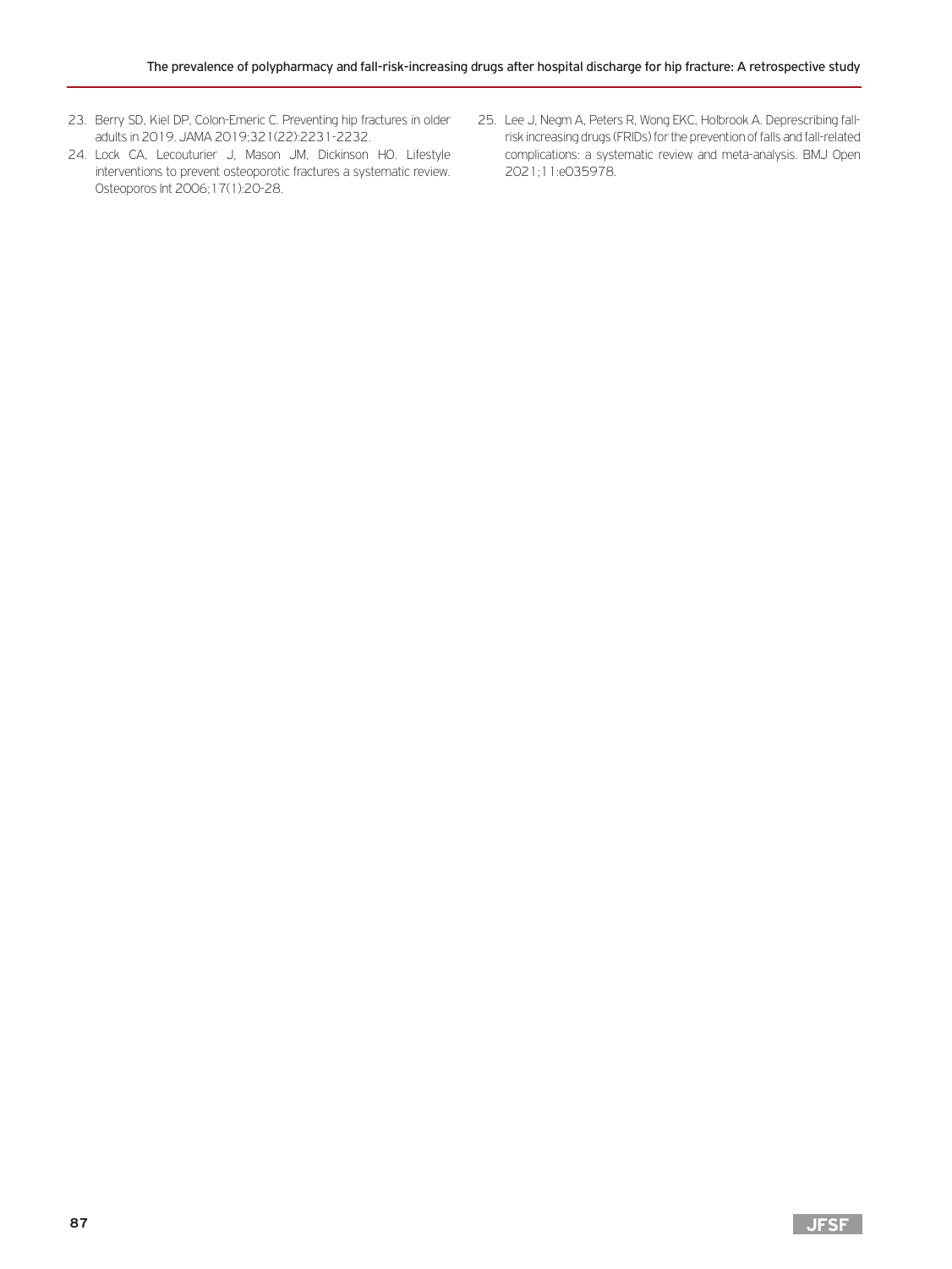23. Berry SD, Kiel DP, Colon-Emeric C. Preventing hip fractures in older adults in 2019. JAMA 2019;321(22):2231-2232.
24. Lock CA, Lecouturier J, Mason JM, Dickinson HO. Lifestyle interventions to prevent osteoporotic fractures a systematic review. Osteoporos Int 2006;17(1):20-28.
25. Lee J, Negm A, Peters R, Wong EKC, Holbrook A. Deprescribing fall-risk increasing drugs (FRIDs) for the prevention of falls and fall-related complications: a systematic review and meta-analysis. BMJ Open 2021;11:e035978.